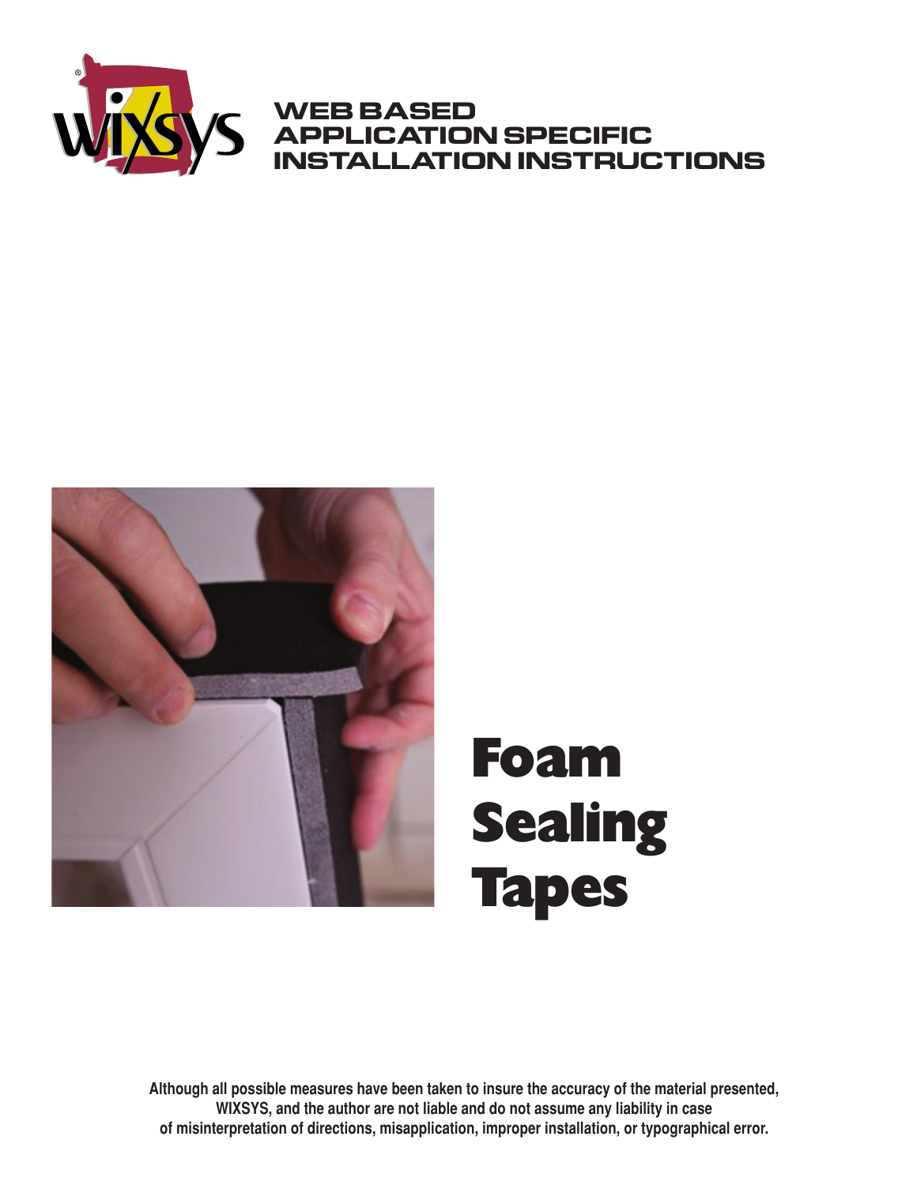# WEB BASED APPLICATION SPECIFIC INSTALLATION INSTRUCTIONS

# Foam Sealing Tapes

**Although all possible measures have been taken to insure the accuracy of the material presented, WIXSYS, and the author are not liable and do not assume any liability in case of misinterpretation of directions, misapplication, improper installation, or typographical error.**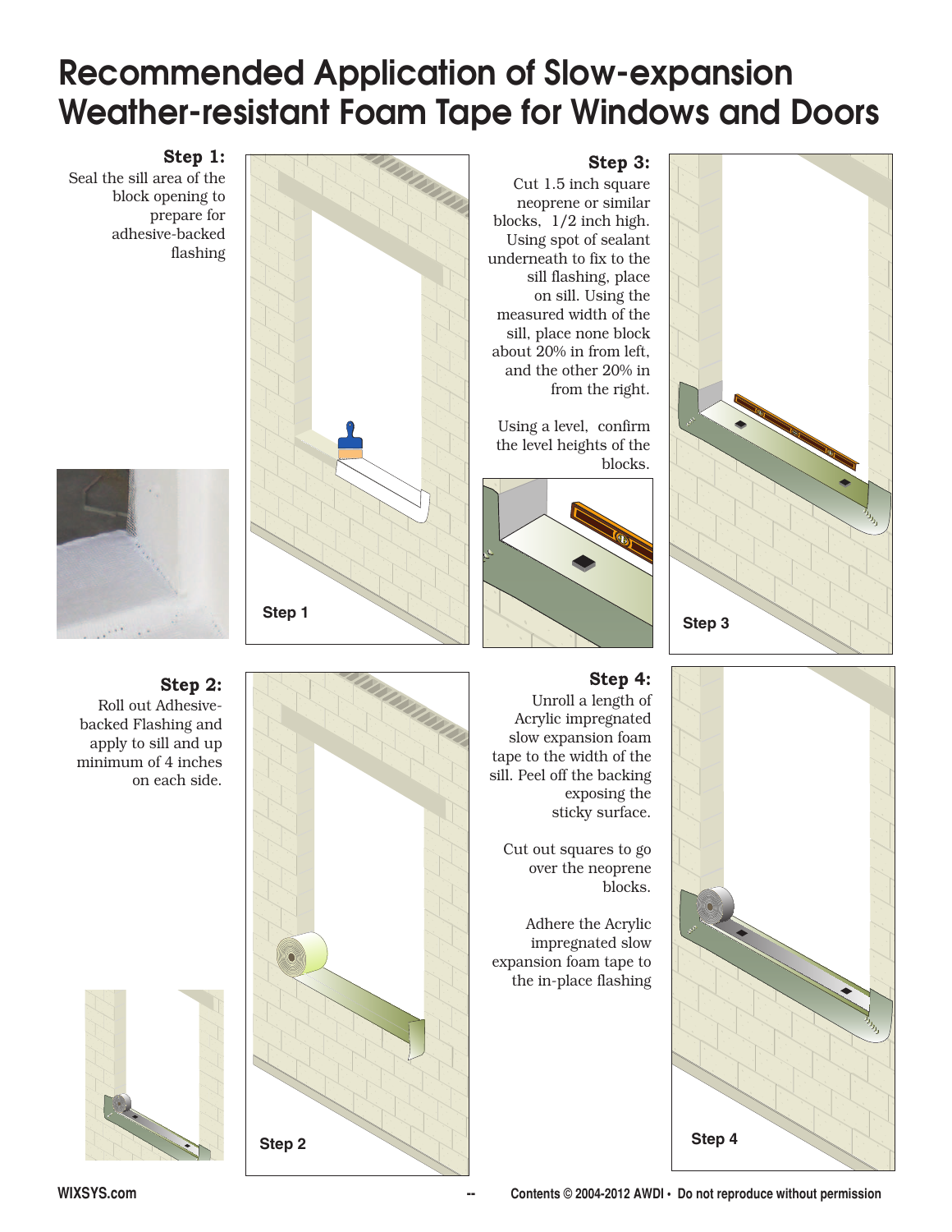# Recommended Application of Slow-expansion Weather-resistant Foam Tape for Windows and Doors

**Step 1:**
Seal the sill area of the block opening to prepare for adhesive-backed flashing

Step 1

**Step 3:**
Cut 1.5 inch square neoprene or similar blocks, 1/2 inch high. Using spot of sealant underneath to fix to the sill flashing, place on sill. Using the measured width of the sill, place none block about 20% in from left, and the other 20% in from the right.

Using a level, confirm the level heights of the blocks.

Step 3

**Step 2:**
Roll out Adhesive-backed Flashing and apply to sill and up minimum of 4 inches on each side.

Step 2

**Step 4:**
Unroll a length of Acrylic impregnated slow expansion foam tape to the width of the sill. Peel off the backing exposing the sticky surface.

Cut out squares to go over the neoprene blocks.

Adhere the Acrylic impregnated slow expansion foam tape to the in-place flashing

Step 4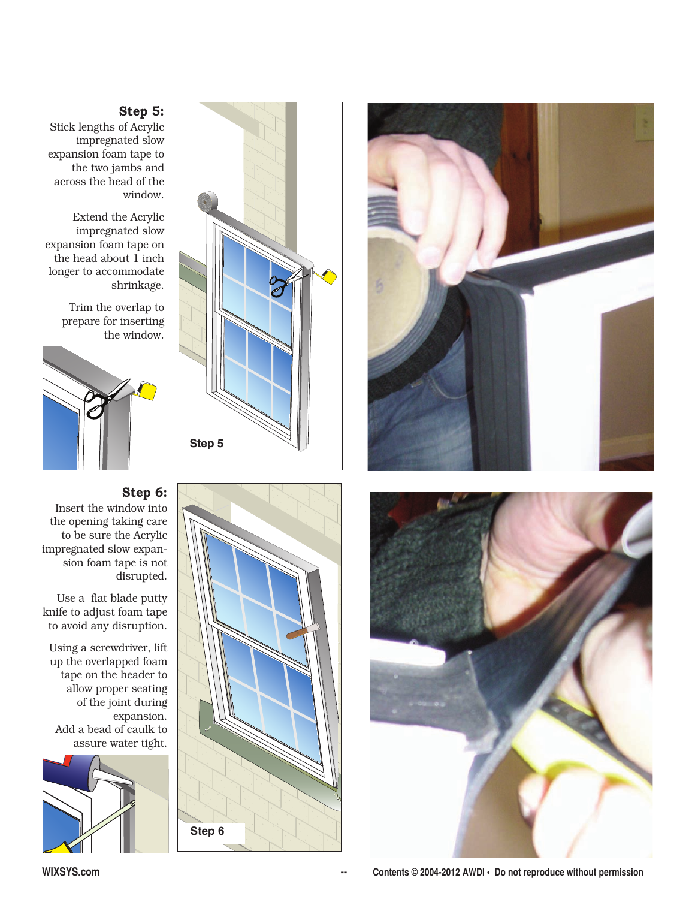## Step 5:

Stick lengths of Acrylic impregnated slow expansion foam tape to the two jambs and across the head of the window.

Extend the Acrylic impregnated slow expansion foam tape on the head about 1 inch longer to accommodate shrinkage.

Trim the overlap to prepare for inserting the window.

Step 5

## Step 6:

Insert the window into the opening taking care to be sure the Acrylic impregnated slow expansion foam tape is not disrupted.

Use a flat blade putty knife to adjust foam tape to avoid any disruption.

Using a screwdriver, lift up the overlapped foam tape on the header to allow proper seating of the joint during expansion.
Add a bead of caulk to assure water tight.

Step 6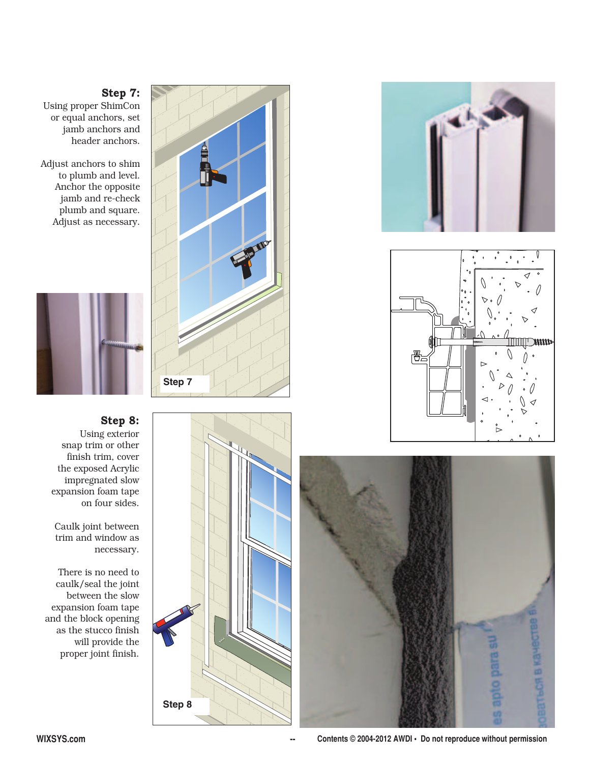### Step 7:

Using proper ShimCon or equal anchors, set jamb anchors and header anchors.

Adjust anchors to shim to plumb and level. Anchor the opposite jamb and re-check plumb and square. Adjust as necessary.

### Step 8:

Using exterior snap trim or other finish trim, cover the exposed Acrylic impregnated slow expansion foam tape on four sides.

Caulk joint between trim and window as necessary.

There is no need to caulk/seal the joint between the slow expansion foam tape and the block opening as the stucco finish will provide the proper joint finish.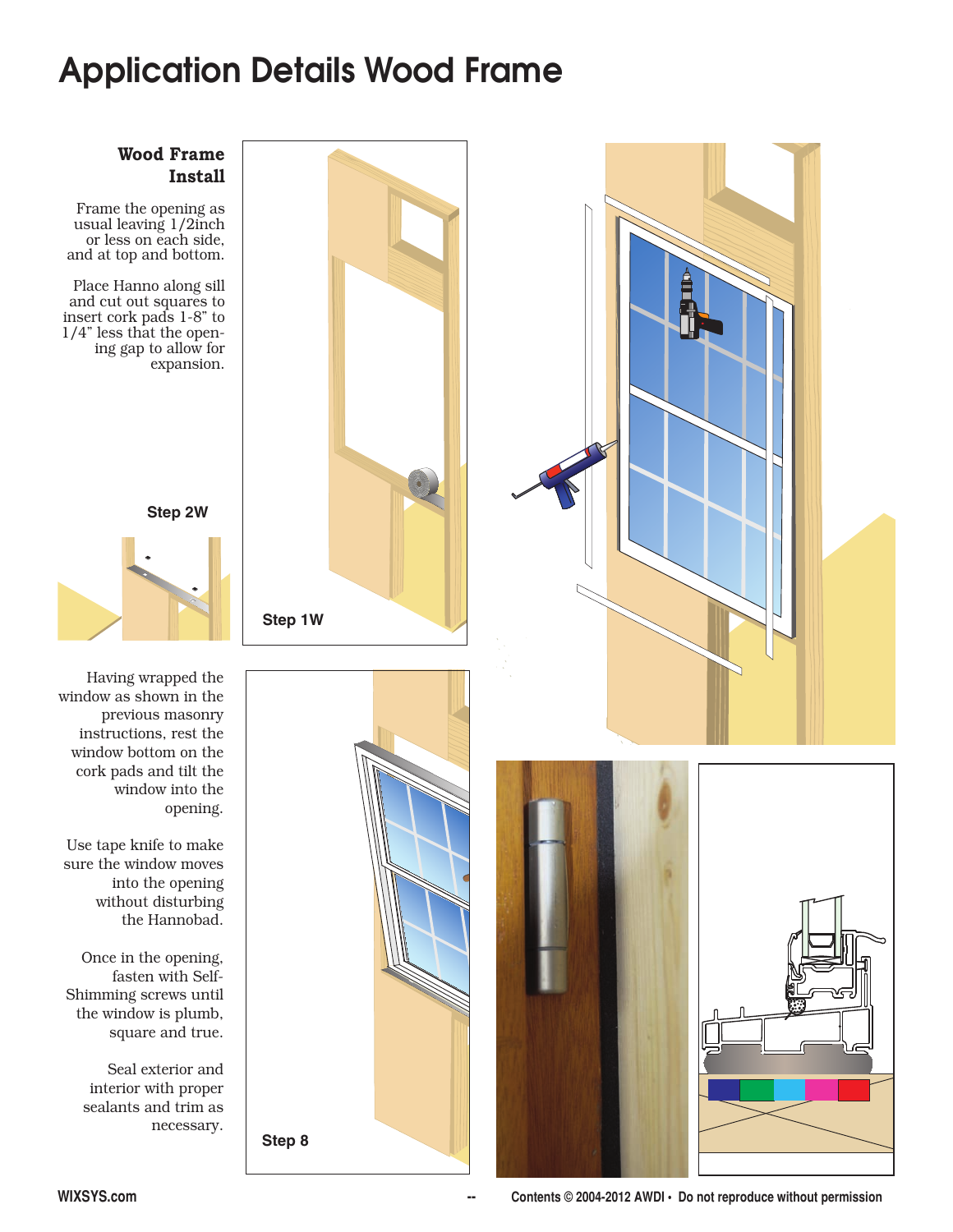# Application Details Wood Frame

### Wood Frame Install

Frame the opening as usual leaving 1/2inch or less on each side, and at top and bottom.

Place Hanno along sill and cut out squares to insert cork pads 1-8" to 1/4" less that the opening gap to allow for expansion.

Step 2W

Step 1W

Having wrapped the window as shown in the previous masonry instructions, rest the window bottom on the cork pads and tilt the window into the opening.

Use tape knife to make sure the window moves into the opening without disturbing the Hannobad.

Once in the opening, fasten with Self-Shimming screws until the window is plumb, square and true.

Seal exterior and interior with proper sealants and trim as necessary.

Step 8

WIXSYS.com

Contents © 2004-2012 AWDI • Do not reproduce without permission